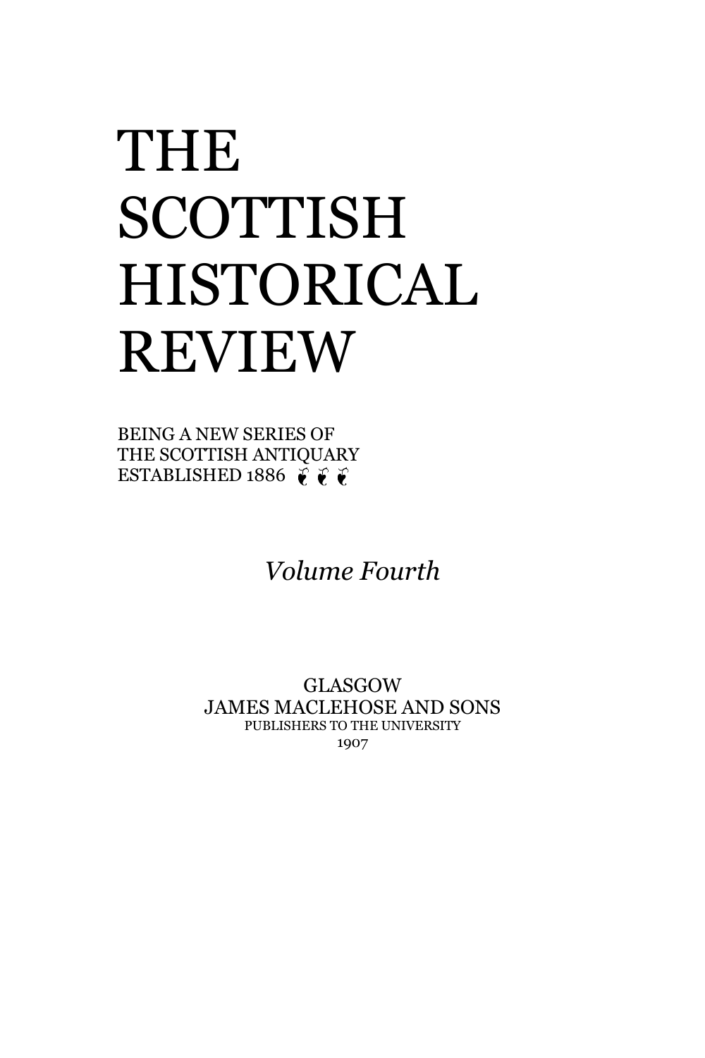# THE SCOTTISH HISTORICAL REVIEW

BEING A NEW SERIES OF
THE SCOTTISH ANTIQUARY
ESTABLISHED 1886 ❦ ❦ ❦

*Volume Fourth*

GLASGOW
JAMES MACLEHOSE AND SONS
PUBLISHERS TO THE UNIVERSITY
1907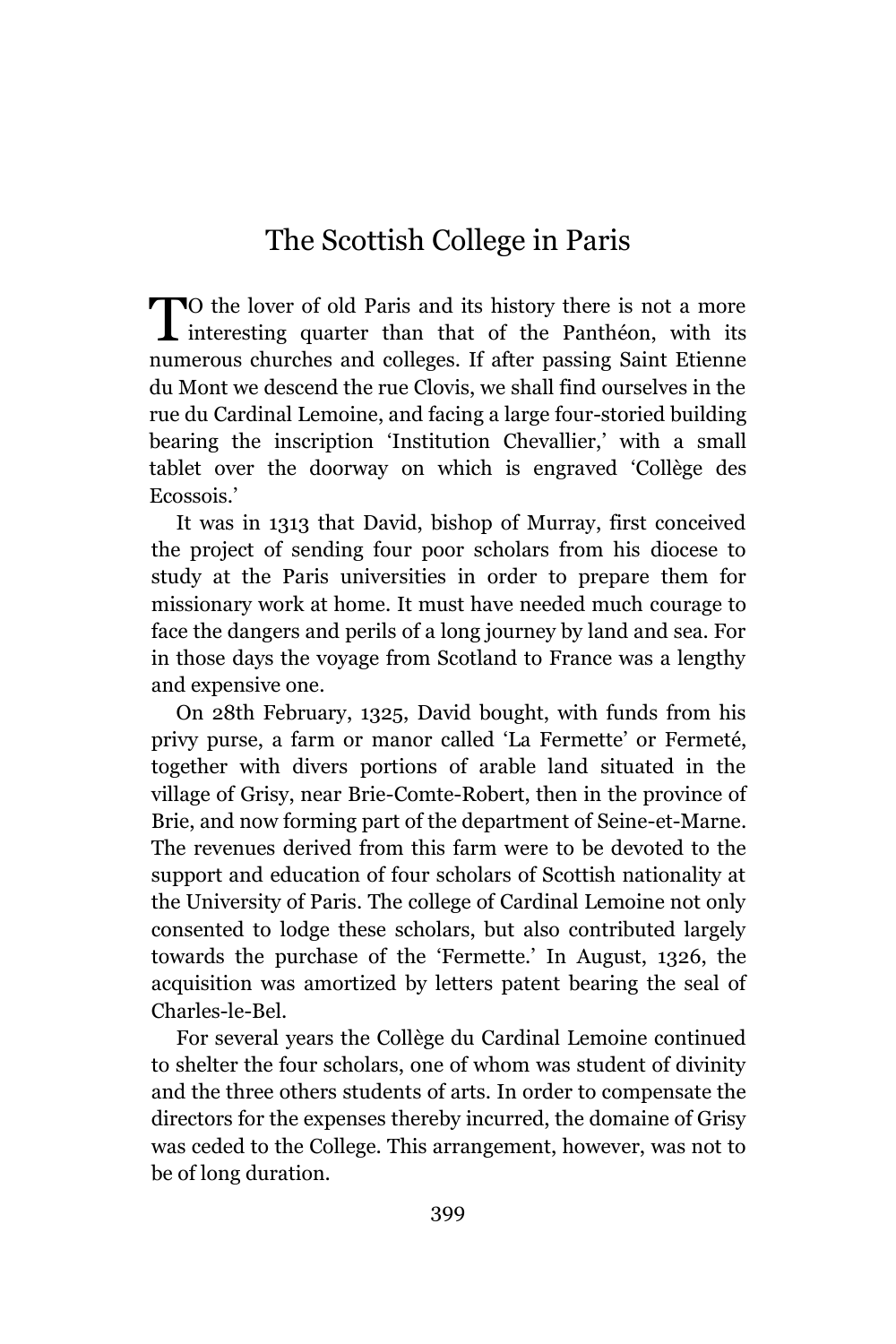# The Scottish College in Paris

TO the lover of old Paris and its history there is not a more interesting quarter than that of the Panthéon, with its numerous churches and colleges. If after passing Saint Etienne du Mont we descend the rue Clovis, we shall find ourselves in the rue du Cardinal Lemoine, and facing a large four-storied building bearing the inscription 'Institution Chevallier,' with a small tablet over the doorway on which is engraved 'Collège des Ecossois.'

It was in 1313 that David, bishop of Murray, first conceived the project of sending four poor scholars from his diocese to study at the Paris universities in order to prepare them for missionary work at home. It must have needed much courage to face the dangers and perils of a long journey by land and sea. For in those days the voyage from Scotland to France was a lengthy and expensive one.

On 28th February, 1325, David bought, with funds from his privy purse, a farm or manor called 'La Fermette' or Fermeté, together with divers portions of arable land situated in the village of Grisy, near Brie-Comte-Robert, then in the province of Brie, and now forming part of the department of Seine-et-Marne. The revenues derived from this farm were to be devoted to the support and education of four scholars of Scottish nationality at the University of Paris. The college of Cardinal Lemoine not only consented to lodge these scholars, but also contributed largely towards the purchase of the 'Fermette.' In August, 1326, the acquisition was amortized by letters patent bearing the seal of Charles-le-Bel.

For several years the Collège du Cardinal Lemoine continued to shelter the four scholars, one of whom was student of divinity and the three others students of arts. In order to compensate the directors for the expenses thereby incurred, the domaine of Grisy was ceded to the College. This arrangement, however, was not to be of long duration.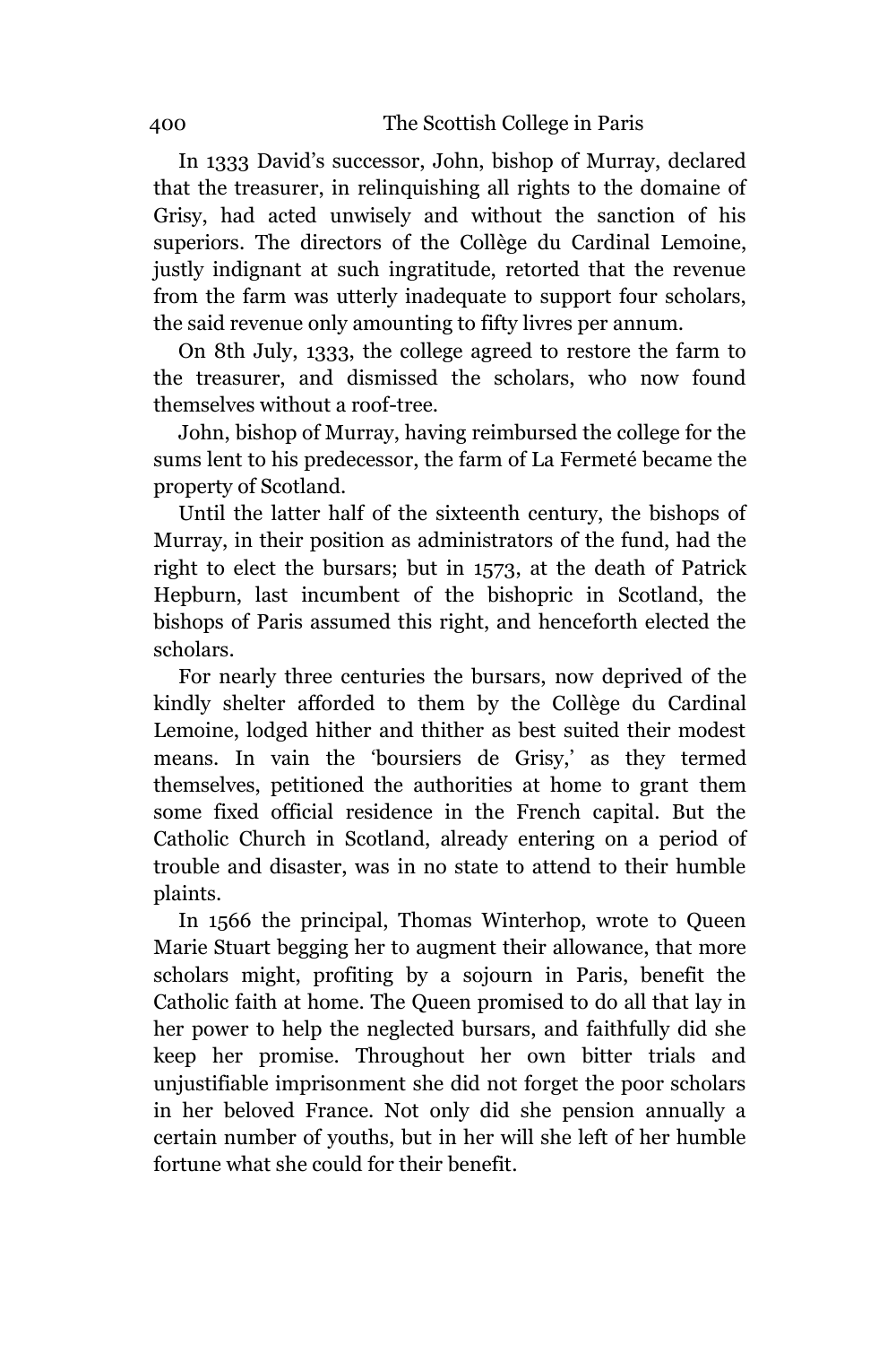In 1333 David's successor, John, bishop of Murray, declared that the treasurer, in relinquishing all rights to the domaine of Grisy, had acted unwisely and without the sanction of his superiors. The directors of the Collège du Cardinal Lemoine, justly indignant at such ingratitude, retorted that the revenue from the farm was utterly inadequate to support four scholars, the said revenue only amounting to fifty livres per annum.

On 8th July, 1333, the college agreed to restore the farm to the treasurer, and dismissed the scholars, who now found themselves without a roof-tree.

John, bishop of Murray, having reimbursed the college for the sums lent to his predecessor, the farm of La Fermeté became the property of Scotland.

Until the latter half of the sixteenth century, the bishops of Murray, in their position as administrators of the fund, had the right to elect the bursars; but in 1573, at the death of Patrick Hepburn, last incumbent of the bishopric in Scotland, the bishops of Paris assumed this right, and henceforth elected the scholars.

For nearly three centuries the bursars, now deprived of the kindly shelter afforded to them by the Collège du Cardinal Lemoine, lodged hither and thither as best suited their modest means. In vain the 'boursiers de Grisy,' as they termed themselves, petitioned the authorities at home to grant them some fixed official residence in the French capital. But the Catholic Church in Scotland, already entering on a period of trouble and disaster, was in no state to attend to their humble plaints.

In 1566 the principal, Thomas Winterhop, wrote to Queen Marie Stuart begging her to augment their allowance, that more scholars might, profiting by a sojourn in Paris, benefit the Catholic faith at home. The Queen promised to do all that lay in her power to help the neglected bursars, and faithfully did she keep her promise. Throughout her own bitter trials and unjustifiable imprisonment she did not forget the poor scholars in her beloved France. Not only did she pension annually a certain number of youths, but in her will she left of her humble fortune what she could for their benefit.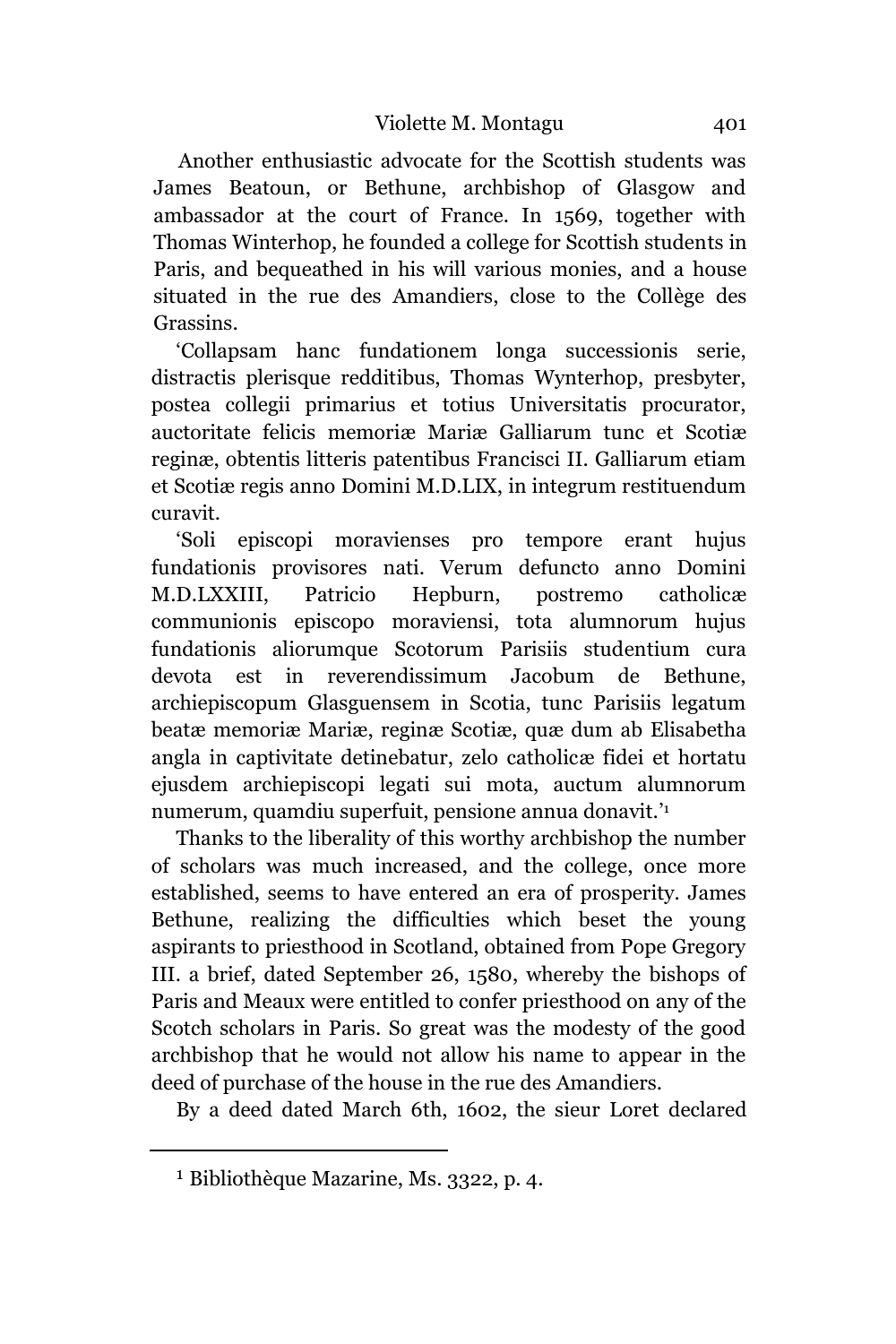Another enthusiastic advocate for the Scottish students was James Beatoun, or Bethune, archbishop of Glasgow and ambassador at the court of France. In 1569, together with Thomas Winterhop, he founded a college for Scottish students in Paris, and bequeathed in his will various monies, and a house situated in the rue des Amandiers, close to the Collège des Grassins.

'Collapsam hanc fundationem longa successionis serie, distractis plerisque redditibus, Thomas Wynterhop, presbyter, postea collegii primarius et totius Universitatis procurator, auctoritate felicis memoriæ Mariæ Galliarum tunc et Scotiæ reginæ, obtentis litteris patentibus Francisci II. Galliarum etiam et Scotiæ regis anno Domini M.D.LIX, in integrum restituendum curavit.

'Soli episcopi moravienses pro tempore erant hujus fundationis provisores nati. Verum defuncto anno Domini M.D.LXXIII, Patricio Hepburn, postremo catholicæ communionis episcopo moraviensi, tota alumnorum hujus fundationis aliorumque Scotorum Parisiis studentium cura devota est in reverendissimum Jacobum de Bethune, archiepiscopum Glasguensem in Scotia, tunc Parisiis legatum beatæ memoriæ Mariæ, reginæ Scotiæ, quæ dum ab Elisabetha angla in captivitate detinebatur, zelo catholicæ fidei et hortatu ejusdem archiepiscopi legati sui mota, auctum alumnorum numerum, quamdiu superfuit, pensione annua donavit.'[1]

Thanks to the liberality of this worthy archbishop the number of scholars was much increased, and the college, once more established, seems to have entered an era of prosperity. James Bethune, realizing the difficulties which beset the young aspirants to priesthood in Scotland, obtained from Pope Gregory III. a brief, dated September 26, 1580, whereby the bishops of Paris and Meaux were entitled to confer priesthood on any of the Scotch scholars in Paris. So great was the modesty of the good archbishop that he would not allow his name to appear in the deed of purchase of the house in the rue des Amandiers.

By a deed dated March 6th, 1602, the sieur Loret declared

[1] Bibliothèque Mazarine, Ms. 3322, p. 4.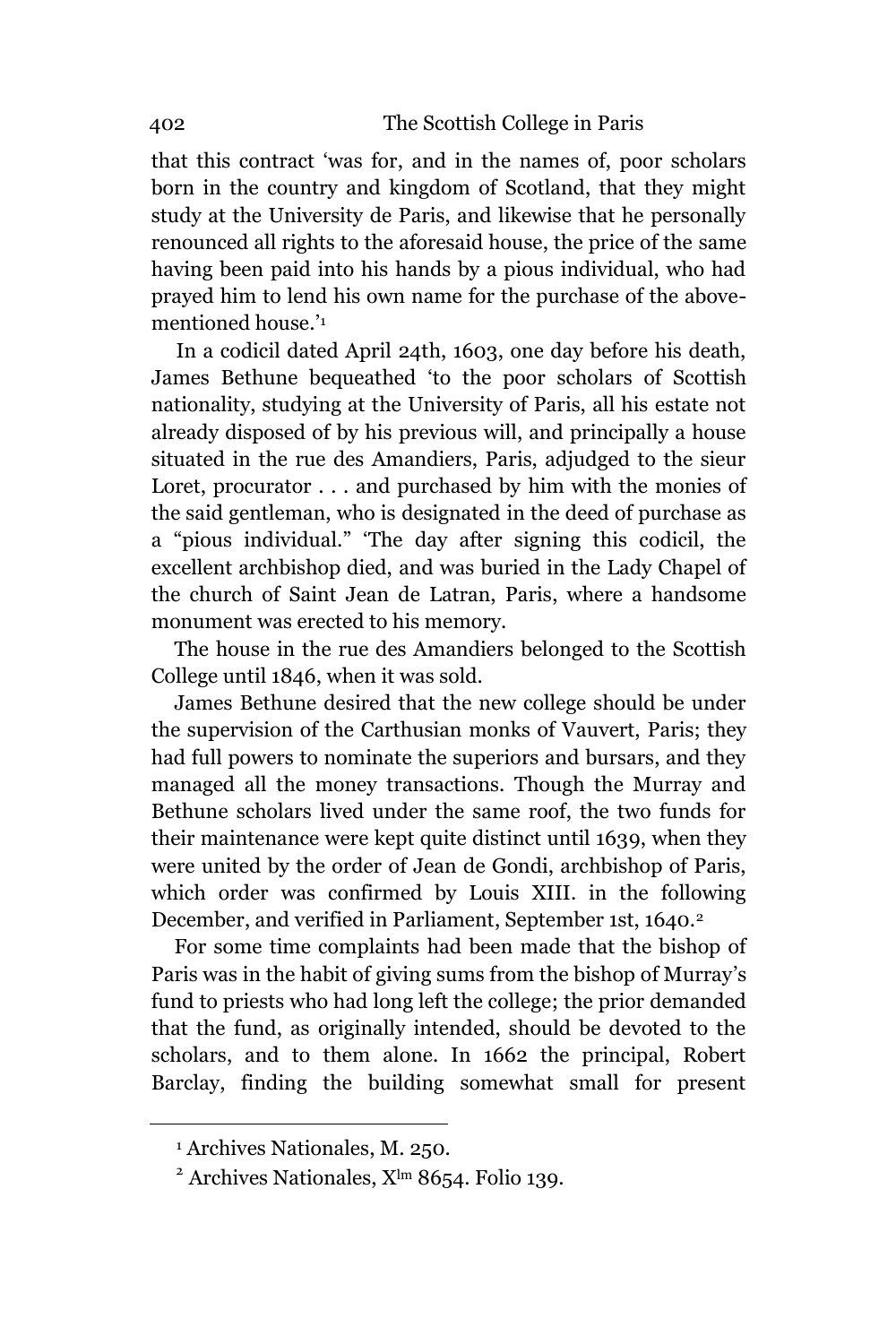that this contract 'was for, and in the names of, poor scholars born in the country and kingdom of Scotland, that they might study at the University de Paris, and likewise that he personally renounced all rights to the aforesaid house, the price of the same having been paid into his hands by a pious individual, who had prayed him to lend his own name for the purchase of the above-mentioned house.'[1]

In a codicil dated April 24th, 1603, one day before his death, James Bethune bequeathed 'to the poor scholars of Scottish nationality, studying at the University of Paris, all his estate not already disposed of by his previous will, and principally a house situated in the rue des Amandiers, Paris, adjudged to the sieur Loret, procurator . . . and purchased by him with the monies of the said gentleman, who is designated in the deed of purchase as a "pious individual." 'The day after signing this codicil, the excellent archbishop died, and was buried in the Lady Chapel of the church of Saint Jean de Latran, Paris, where a handsome monument was erected to his memory.

The house in the rue des Amandiers belonged to the Scottish College until 1846, when it was sold.

James Bethune desired that the new college should be under the supervision of the Carthusian monks of Vauvert, Paris; they had full powers to nominate the superiors and bursars, and they managed all the money transactions. Though the Murray and Bethune scholars lived under the same roof, the two funds for their maintenance were kept quite distinct until 1639, when they were united by the order of Jean de Gondi, archbishop of Paris, which order was confirmed by Louis XIII. in the following December, and verified in Parliament, September 1st, 1640.[2]

For some time complaints had been made that the bishop of Paris was in the habit of giving sums from the bishop of Murray's fund to priests who had long left the college; the prior demanded that the fund, as originally intended, should be devoted to the scholars, and to them alone. In 1662 the principal, Robert Barclay, finding the building somewhat small for present

---

[1] Archives Nationales, M. 250.

[2] Archives Nationales, Xlm 8654. Folio 139.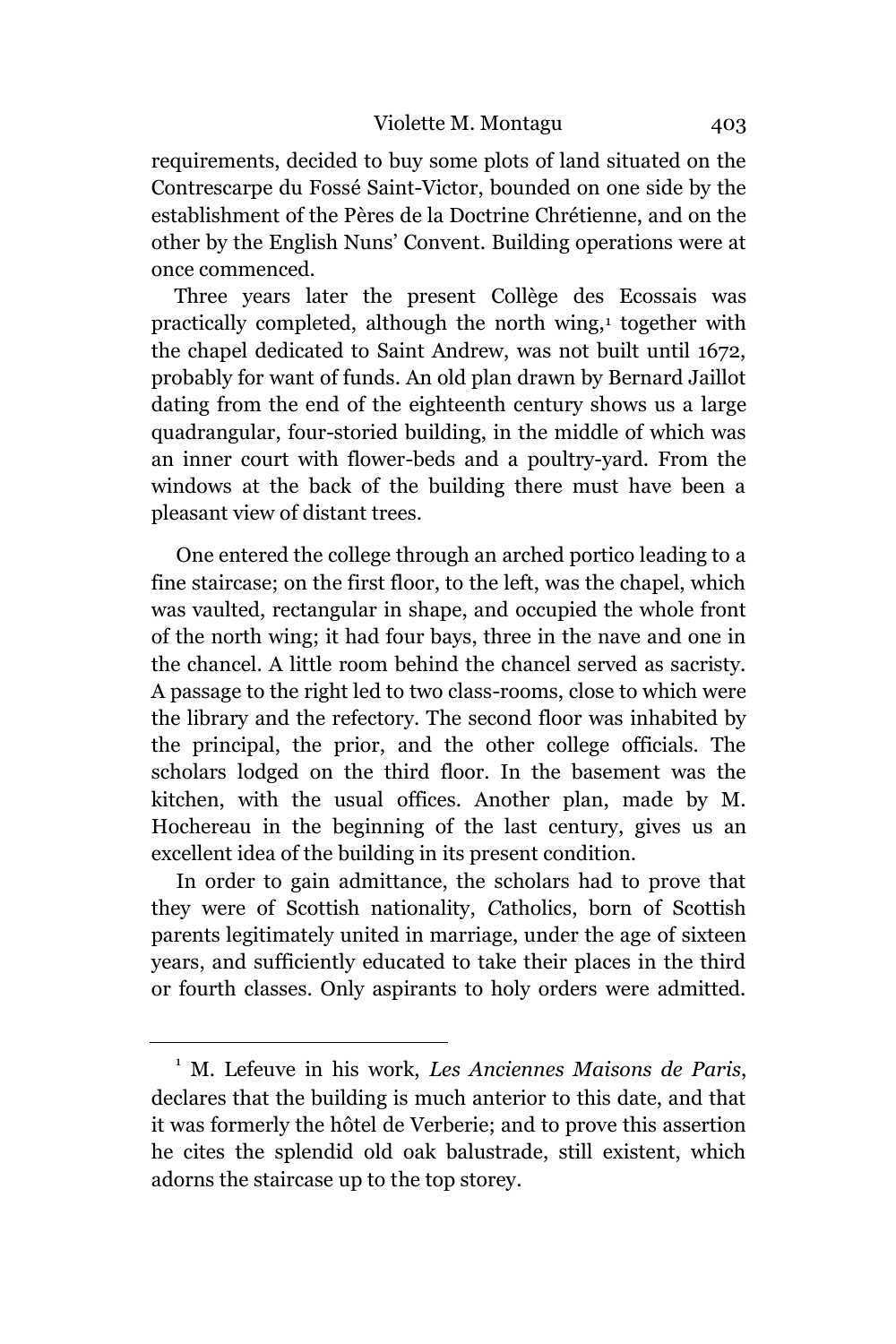requirements, decided to buy some plots of land situated on the Contrescarpe du Fossé Saint-Victor, bounded on one side by the establishment of the Pères de la Doctrine Chrétienne, and on the other by the English Nuns' Convent. Building operations were at once commenced.

Three years later the present Collège des Ecossais was practically completed, although the north wing,[1] together with the chapel dedicated to Saint Andrew, was not built until 1672, probably for want of funds. An old plan drawn by Bernard Jaillot dating from the end of the eighteenth century shows us a large quadrangular, four-storied building, in the middle of which was an inner court with flower-beds and a poultry-yard. From the windows at the back of the building there must have been a pleasant view of distant trees.

One entered the college through an arched portico leading to a fine staircase; on the first floor, to the left, was the chapel, which was vaulted, rectangular in shape, and occupied the whole front of the north wing; it had four bays, three in the nave and one in the chancel. A little room behind the chancel served as sacristy. A passage to the right led to two class-rooms, close to which were the library and the refectory. The second floor was inhabited by the principal, the prior, and the other college officials. The scholars lodged on the third floor. In the basement was the kitchen, with the usual offices. Another plan, made by M. Hochereau in the beginning of the last century, gives us an excellent idea of the building in its present condition.

In order to gain admittance, the scholars had to prove that they were of Scottish nationality, Catholics, born of Scottish parents legitimately united in marriage, under the age of sixteen years, and sufficiently educated to take their places in the third or fourth classes. Only aspirants to holy orders were admitted.

---

[1] M. Lefeuve in his work, *Les Anciennes Maisons de Paris*, declares that the building is much anterior to this date, and that it was formerly the hôtel de Verberie; and to prove this assertion he cites the splendid old oak balustrade, still existent, which adorns the staircase up to the top storey.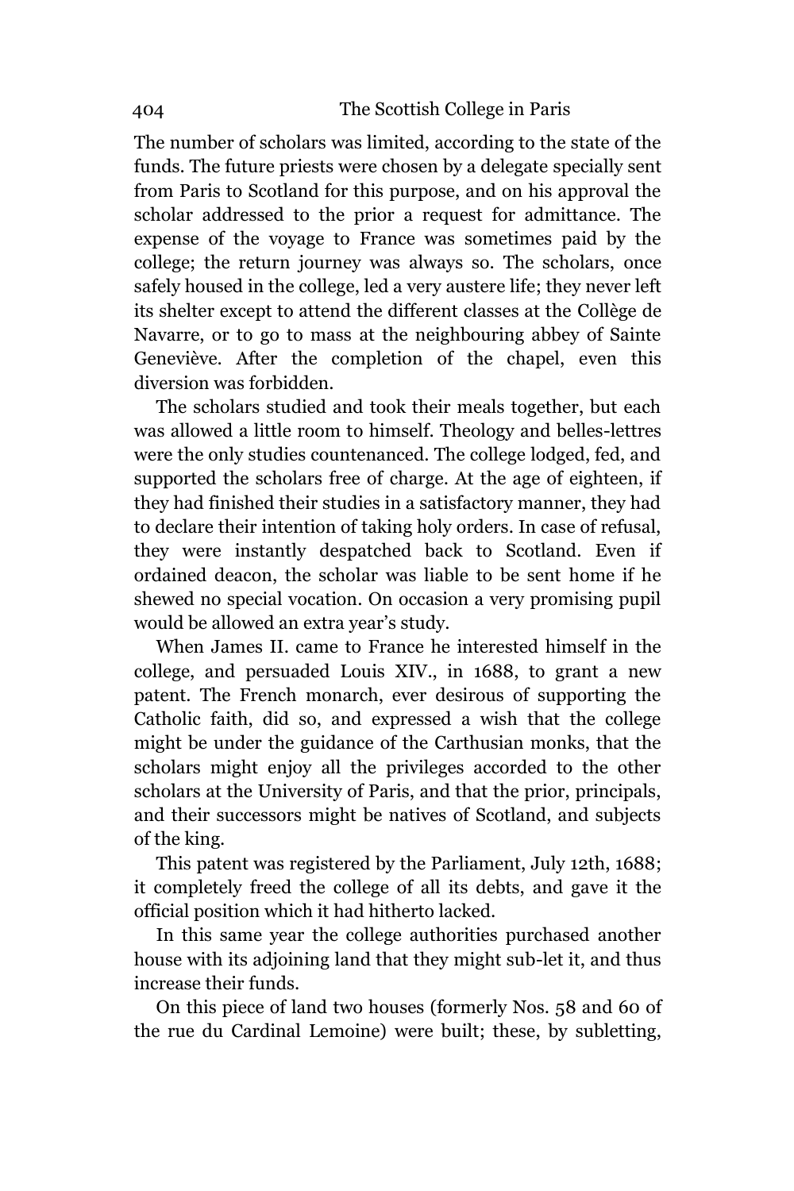The number of scholars was limited, according to the state of the funds. The future priests were chosen by a delegate specially sent from Paris to Scotland for this purpose, and on his approval the scholar addressed to the prior a request for admittance. The expense of the voyage to France was sometimes paid by the college; the return journey was always so. The scholars, once safely housed in the college, led a very austere life; they never left its shelter except to attend the different classes at the Collège de Navarre, or to go to mass at the neighbouring abbey of Sainte Geneviève. After the completion of the chapel, even this diversion was forbidden.

The scholars studied and took their meals together, but each was allowed a little room to himself. Theology and belles-lettres were the only studies countenanced. The college lodged, fed, and supported the scholars free of charge. At the age of eighteen, if they had finished their studies in a satisfactory manner, they had to declare their intention of taking holy orders. In case of refusal, they were instantly despatched back to Scotland. Even if ordained deacon, the scholar was liable to be sent home if he shewed no special vocation. On occasion a very promising pupil would be allowed an extra year's study.

When James II. came to France he interested himself in the college, and persuaded Louis XIV., in 1688, to grant a new patent. The French monarch, ever desirous of supporting the Catholic faith, did so, and expressed a wish that the college might be under the guidance of the Carthusian monks, that the scholars might enjoy all the privileges accorded to the other scholars at the University of Paris, and that the prior, principals, and their successors might be natives of Scotland, and subjects of the king.

This patent was registered by the Parliament, July 12th, 1688; it completely freed the college of all its debts, and gave it the official position which it had hitherto lacked.

In this same year the college authorities purchased another house with its adjoining land that they might sub-let it, and thus increase their funds.

On this piece of land two houses (formerly Nos. 58 and 60 of the rue du Cardinal Lemoine) were built; these, by subletting,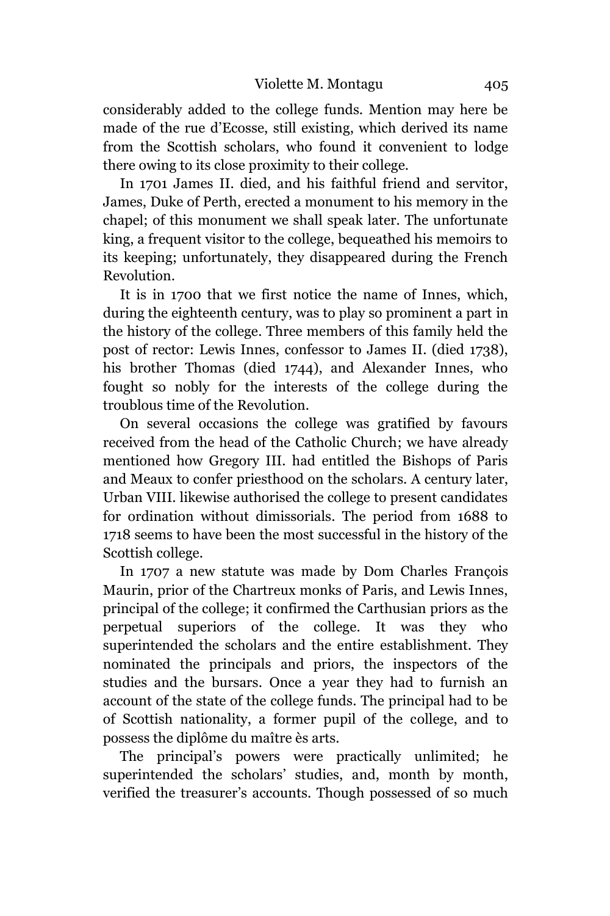considerably added to the college funds. Mention may here be made of the rue d'Ecosse, still existing, which derived its name from the Scottish scholars, who found it convenient to lodge there owing to its close proximity to their college.

In 1701 James II. died, and his faithful friend and servitor, James, Duke of Perth, erected a monument to his memory in the chapel; of this monument we shall speak later. The unfortunate king, a frequent visitor to the college, bequeathed his memoirs to its keeping; unfortunately, they disappeared during the French Revolution.

It is in 1700 that we first notice the name of Innes, which, during the eighteenth century, was to play so prominent a part in the history of the college. Three members of this family held the post of rector: Lewis Innes, confessor to James II. (died 1738), his brother Thomas (died 1744), and Alexander Innes, who fought so nobly for the interests of the college during the troublous time of the Revolution.

On several occasions the college was gratified by favours received from the head of the Catholic Church; we have already mentioned how Gregory III. had entitled the Bishops of Paris and Meaux to confer priesthood on the scholars. A century later, Urban VIII. likewise authorised the college to present candidates for ordination without dimissorials. The period from 1688 to 1718 seems to have been the most successful in the history of the Scottish college.

In 1707 a new statute was made by Dom Charles François Maurin, prior of the Chartreux monks of Paris, and Lewis Innes, principal of the college; it confirmed the Carthusian priors as the perpetual superiors of the college. It was they who superintended the scholars and the entire establishment. They nominated the principals and priors, the inspectors of the studies and the bursars. Once a year they had to furnish an account of the state of the college funds. The principal had to be of Scottish nationality, a former pupil of the college, and to possess the diplôme du maître ès arts.

The principal's powers were practically unlimited; he superintended the scholars' studies, and, month by month, verified the treasurer's accounts. Though possessed of so much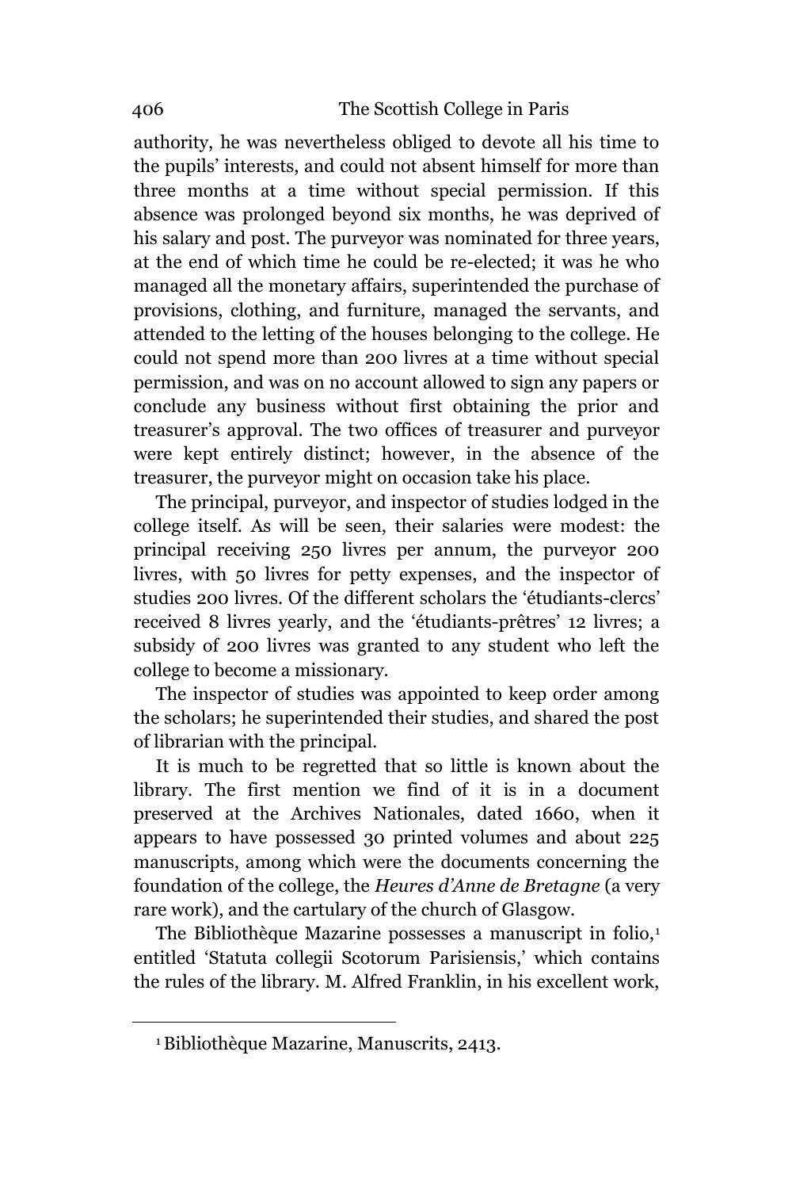authority, he was nevertheless obliged to devote all his time to the pupils' interests, and could not absent himself for more than three months at a time without special permission. If this absence was prolonged beyond six months, he was deprived of his salary and post. The purveyor was nominated for three years, at the end of which time he could be re-elected; it was he who managed all the monetary affairs, superintended the purchase of provisions, clothing, and furniture, managed the servants, and attended to the letting of the houses belonging to the college. He could not spend more than 200 livres at a time without special permission, and was on no account allowed to sign any papers or conclude any business without first obtaining the prior and treasurer's approval. The two offices of treasurer and purveyor were kept entirely distinct; however, in the absence of the treasurer, the purveyor might on occasion take his place.

The principal, purveyor, and inspector of studies lodged in the college itself. As will be seen, their salaries were modest: the principal receiving 250 livres per annum, the purveyor 200 livres, with 50 livres for petty expenses, and the inspector of studies 200 livres. Of the different scholars the 'étudiants-clercs' received 8 livres yearly, and the 'étudiants-prêtres' 12 livres; a subsidy of 200 livres was granted to any student who left the college to become a missionary.

The inspector of studies was appointed to keep order among the scholars; he superintended their studies, and shared the post of librarian with the principal.

It is much to be regretted that so little is known about the library. The first mention we find of it is in a document preserved at the Archives Nationales, dated 1660, when it appears to have possessed 30 printed volumes and about 225 manuscripts, among which were the documents concerning the foundation of the college, the *Heures d'Anne de Bretagne* (a very rare work), and the cartulary of the church of Glasgow.

The Bibliothèque Mazarine possesses a manuscript in folio,[1] entitled 'Statuta collegii Scotorum Parisiensis,' which contains the rules of the library. M. Alfred Franklin, in his excellent work,

[1] Bibliothèque Mazarine, Manuscrits, 2413.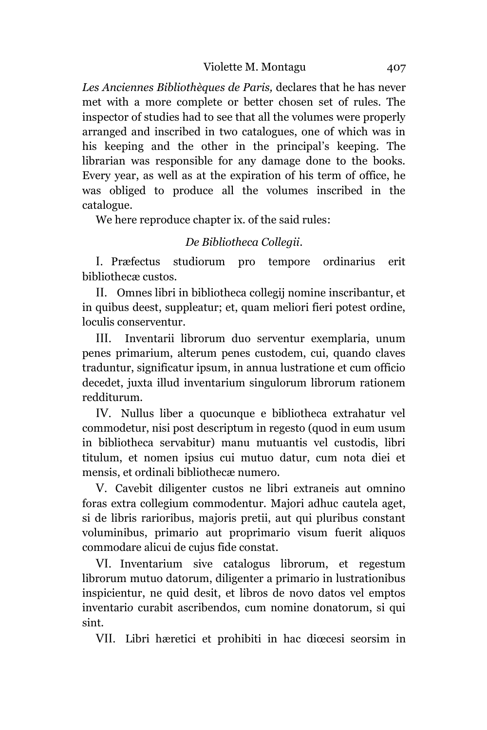*Les Anciennes Bibliothèques de Paris,* declares that he has never met with a more complete or better chosen set of rules. The inspector of studies had to see that all the volumes were properly arranged and inscribed in two catalogues, one of which was in his keeping and the other in the principal's keeping. The librarian was responsible for any damage done to the books. Every year, as well as at the expiration of his term of office, he was obliged to produce all the volumes inscribed in the catalogue.

We here reproduce chapter ix. of the said rules:

*De Bibliotheca Collegii.*

I. Præfectus studiorum pro tempore ordinarius erit bibliothecæ custos.

II. Omnes libri in bibliotheca collegij nomine inscribantur, et in quibus deest, suppleatur; et, quam meliori fieri potest ordine, loculis conserventur.

III. Inventarii librorum duo serventur exemplaria, unum penes primarium, alterum penes custodem, cui, quando claves traduntur, significatur ipsum, in annua lustratione et cum officio decedet, juxta illud inventarium singulorum librorum rationem redditurum.

IV. Nullus liber a quocunque e bibliotheca extrahatur vel commodetur, nisi post descriptum in regesto (quod in eum usum in bibliotheca servabitur) manu mutuantis vel custodis, libri titulum, et nomen ipsius cui mutuo datur, cum nota diei et mensis, et ordinali bibliothecæ numero.

V. Cavebit diligenter custos ne libri extraneis aut omnino foras extra collegium commodentur. Majori adhuc cautela aget, si de libris rarioribus, majoris pretii, aut qui pluribus constant voluminibus, primario aut proprimario visum fuerit aliquos commodare alicui de cujus fide constat.

VI. Inventarium sive catalogus librorum, et regestum librorum mutuo datorum, diligenter a primario in lustrationibus inspicientur, ne quid desit, et libros de novo datos vel emptos inventario curabit ascribendos, cum nomine donatorum, si qui sint.

VII. Libri hæretici et prohibiti in hac diœcesi seorsim in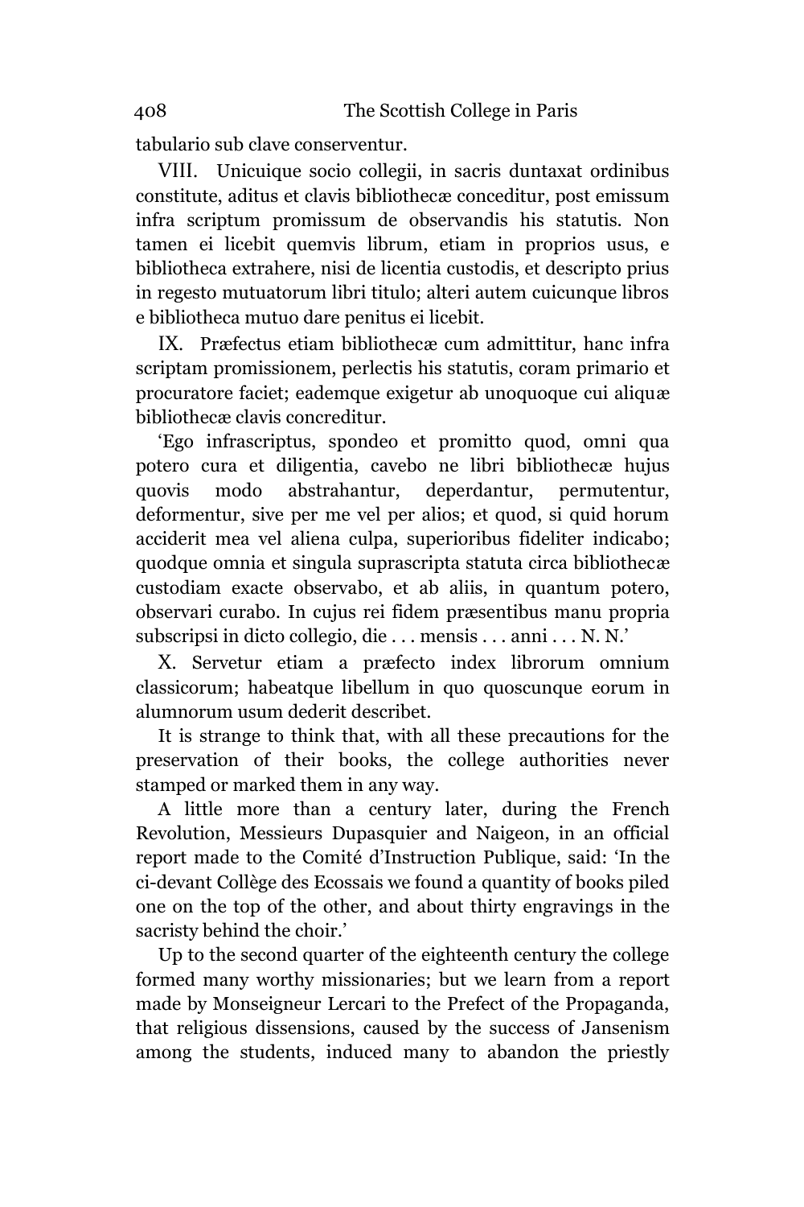tabulario sub clave conserventur.

VIII. Unicuique socio collegii, in sacris duntaxat ordinibus constitute, aditus et clavis bibliothecæ conceditur, post emissum infra scriptum promissum de observandis his statutis. Non tamen ei licebit quemvis librum, etiam in proprios usus, e bibliotheca extrahere, nisi de licentia custodis, et descripto prius in regesto mutuatorum libri titulo; alteri autem cuicunque libros e bibliotheca mutuo dare penitus ei licebit.

IX. Præfectus etiam bibliothecæ cum admittitur, hanc infra scriptam promissionem, perlectis his statutis, coram primario et procuratore faciet; eademque exigetur ab unoquoque cui aliquæ bibliothecæ clavis concreditur.

‘Ego infrascriptus, spondeo et promitto quod, omni qua potero cura et diligentia, cavebo ne libri bibliothecæ hujus quovis modo abstrahantur, deperdantur, permutentur, deformentur, sive per me vel per alios; et quod, si quid horum acciderit mea vel aliena culpa, superioribus fideliter indicabo; quodque omnia et singula suprascripta statuta circa bibliothecæ custodiam exacte observabo, et ab aliis, in quantum potero, observari curabo. In cujus rei fidem præsentibus manu propria subscripsi in dicto collegio, die . . . mensis . . . anni . . . N. N.’

X. Servetur etiam a præfecto index librorum omnium classicorum; habeatque libellum in quo quoscunque eorum in alumnorum usum dederit describet.

It is strange to think that, with all these precautions for the preservation of their books, the college authorities never stamped or marked them in any way.

A little more than a century later, during the French Revolution, Messieurs Dupasquier and Naigeon, in an official report made to the Comité d’Instruction Publique, said: ‘In the ci-devant Collège des Ecossais we found a quantity of books piled one on the top of the other, and about thirty engravings in the sacristy behind the choir.’

Up to the second quarter of the eighteenth century the college formed many worthy missionaries; but we learn from a report made by Monseigneur Lercari to the Prefect of the Propaganda, that religious dissensions, caused by the success of Jansenism among the students, induced many to abandon the priestly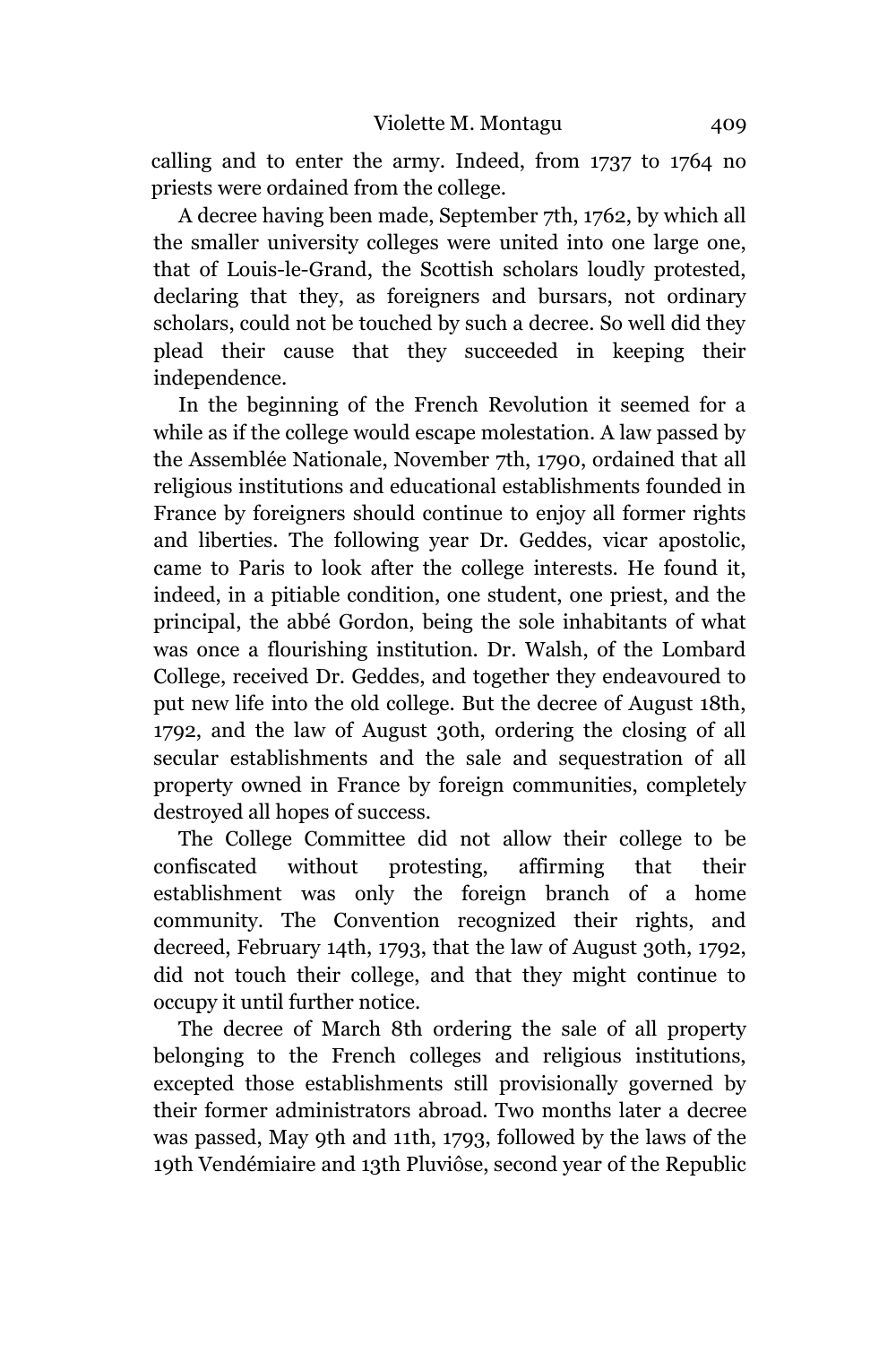calling and to enter the army. Indeed, from 1737 to 1764 no priests were ordained from the college.

A decree having been made, September 7th, 1762, by which all the smaller university colleges were united into one large one, that of Louis-le-Grand, the Scottish scholars loudly protested, declaring that they, as foreigners and bursars, not ordinary scholars, could not be touched by such a decree. So well did they plead their cause that they succeeded in keeping their independence.

In the beginning of the French Revolution it seemed for a while as if the college would escape molestation. A law passed by the Assemblée Nationale, November 7th, 1790, ordained that all religious institutions and educational establishments founded in France by foreigners should continue to enjoy all former rights and liberties. The following year Dr. Geddes, vicar apostolic, came to Paris to look after the college interests. He found it, indeed, in a pitiable condition, one student, one priest, and the principal, the abbé Gordon, being the sole inhabitants of what was once a flourishing institution. Dr. Walsh, of the Lombard College, received Dr. Geddes, and together they endeavoured to put new life into the old college. But the decree of August 18th, 1792, and the law of August 30th, ordering the closing of all secular establishments and the sale and sequestration of all property owned in France by foreign communities, completely destroyed all hopes of success.

The College Committee did not allow their college to be confiscated without protesting, affirming that their establishment was only the foreign branch of a home community. The Convention recognized their rights, and decreed, February 14th, 1793, that the law of August 30th, 1792, did not touch their college, and that they might continue to occupy it until further notice.

The decree of March 8th ordering the sale of all property belonging to the French colleges and religious institutions, excepted those establishments still provisionally governed by their former administrators abroad. Two months later a decree was passed, May 9th and 11th, 1793, followed by the laws of the 19th Vendémiaire and 13th Pluviôse, second year of the Republic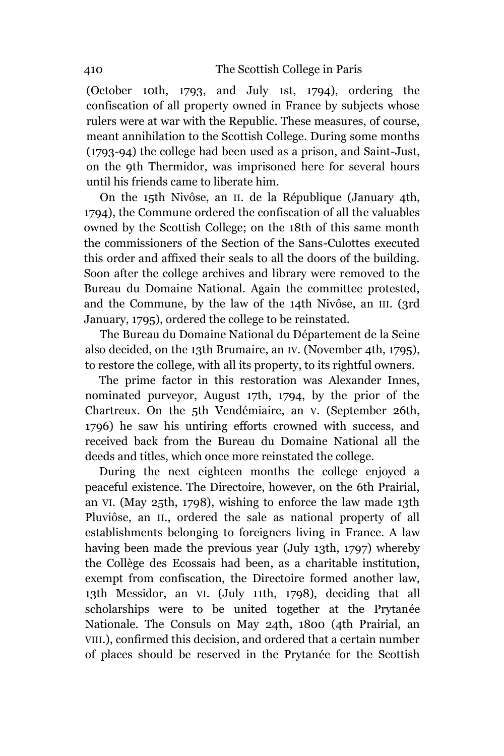(October 10th, 1793, and July 1st, 1794), ordering the confiscation of all property owned in France by subjects whose rulers were at war with the Republic. These measures, of course, meant annihilation to the Scottish College. During some months (1793-94) the college had been used as a prison, and Saint-Just, on the 9th Thermidor, was imprisoned here for several hours until his friends came to liberate him.

On the 15th Nivôse, an II. de la République (January 4th, 1794), the Commune ordered the confiscation of all the valuables owned by the Scottish College; on the 18th of this same month the commissioners of the Section of the Sans-Culottes executed this order and affixed their seals to all the doors of the building. Soon after the college archives and library were removed to the Bureau du Domaine National. Again the committee protested, and the Commune, by the law of the 14th Nivôse, an III. (3rd January, 1795), ordered the college to be reinstated.

The Bureau du Domaine National du Département de la Seine also decided, on the 13th Brumaire, an IV. (November 4th, 1795), to restore the college, with all its property, to its rightful owners.

The prime factor in this restoration was Alexander Innes, nominated purveyor, August 17th, 1794, by the prior of the Chartreux. On the 5th Vendémiaire, an V. (September 26th, 1796) he saw his untiring efforts crowned with success, and received back from the Bureau du Domaine National all the deeds and titles, which once more reinstated the college.

During the next eighteen months the college enjoyed a peaceful existence. The Directoire, however, on the 6th Prairial, an VI. (May 25th, 1798), wishing to enforce the law made 13th Pluviôse, an II., ordered the sale as national property of all establishments belonging to foreigners living in France. A law having been made the previous year (July 13th, 1797) whereby the Collège des Ecossais had been, as a charitable institution, exempt from confiscation, the Directoire formed another law, 13th Messidor, an VI. (July 11th, 1798), deciding that all scholarships were to be united together at the Prytanée Nationale. The Consuls on May 24th, 1800 (4th Prairial, an VIII.), confirmed this decision, and ordered that a certain number of places should be reserved in the Prytanée for the Scottish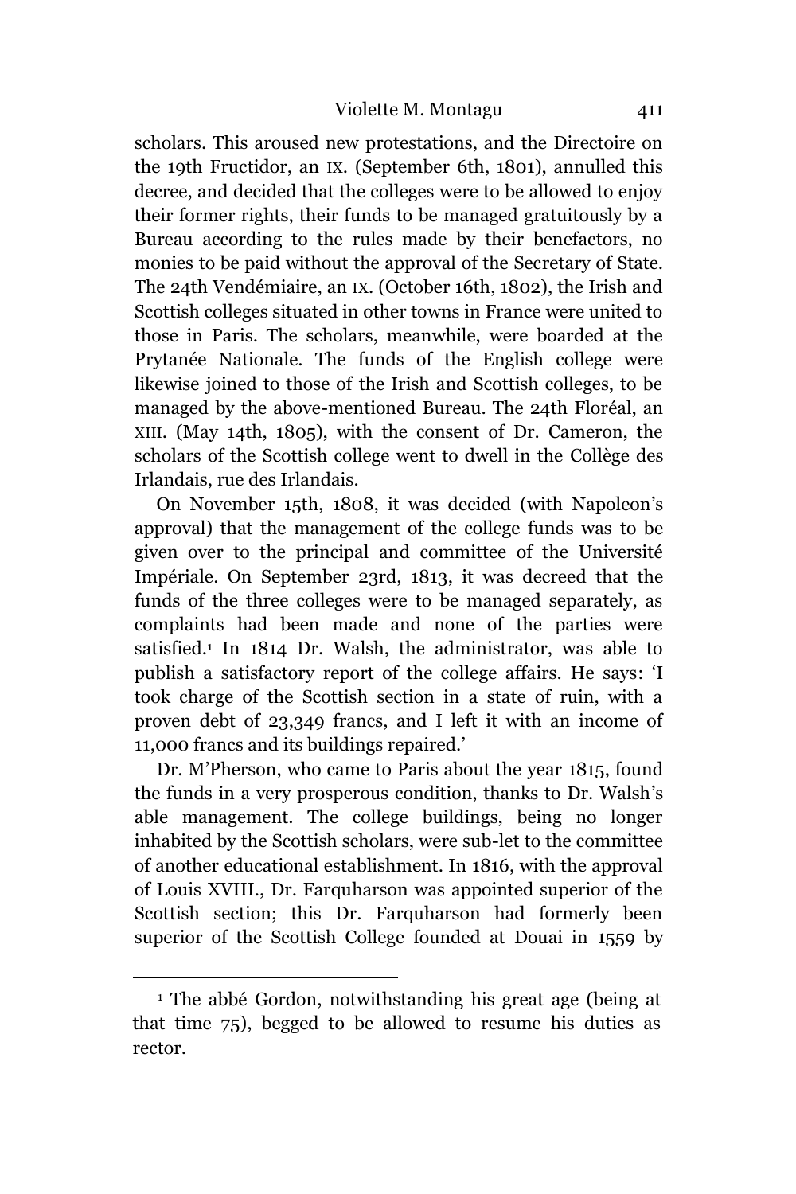scholars. This aroused new protestations, and the Directoire on the 19th Fructidor, an IX. (September 6th, 1801), annulled this decree, and decided that the colleges were to be allowed to enjoy their former rights, their funds to be managed gratuitously by a Bureau according to the rules made by their benefactors, no monies to be paid without the approval of the Secretary of State. The 24th Vendémiaire, an IX. (October 16th, 1802), the Irish and Scottish colleges situated in other towns in France were united to those in Paris. The scholars, meanwhile, were boarded at the Prytanée Nationale. The funds of the English college were likewise joined to those of the Irish and Scottish colleges, to be managed by the above-mentioned Bureau. The 24th Floréal, an XIII. (May 14th, 1805), with the consent of Dr. Cameron, the scholars of the Scottish college went to dwell in the Collège des Irlandais, rue des Irlandais.

On November 15th, 1808, it was decided (with Napoleon's approval) that the management of the college funds was to be given over to the principal and committee of the Université Impériale. On September 23rd, 1813, it was decreed that the funds of the three colleges were to be managed separately, as complaints had been made and none of the parties were satisfied.[1] In 1814 Dr. Walsh, the administrator, was able to publish a satisfactory report of the college affairs. He says: 'I took charge of the Scottish section in a state of ruin, with a proven debt of 23,349 francs, and I left it with an income of 11,000 francs and its buildings repaired.'

Dr. M'Pherson, who came to Paris about the year 1815, found the funds in a very prosperous condition, thanks to Dr. Walsh's able management. The college buildings, being no longer inhabited by the Scottish scholars, were sub-let to the committee of another educational establishment. In 1816, with the approval of Louis XVIII., Dr. Farquharson was appointed superior of the Scottish section; this Dr. Farquharson had formerly been superior of the Scottish College founded at Douai in 1559 by

[1] The abbé Gordon, notwithstanding his great age (being at that time 75), begged to be allowed to resume his duties as rector.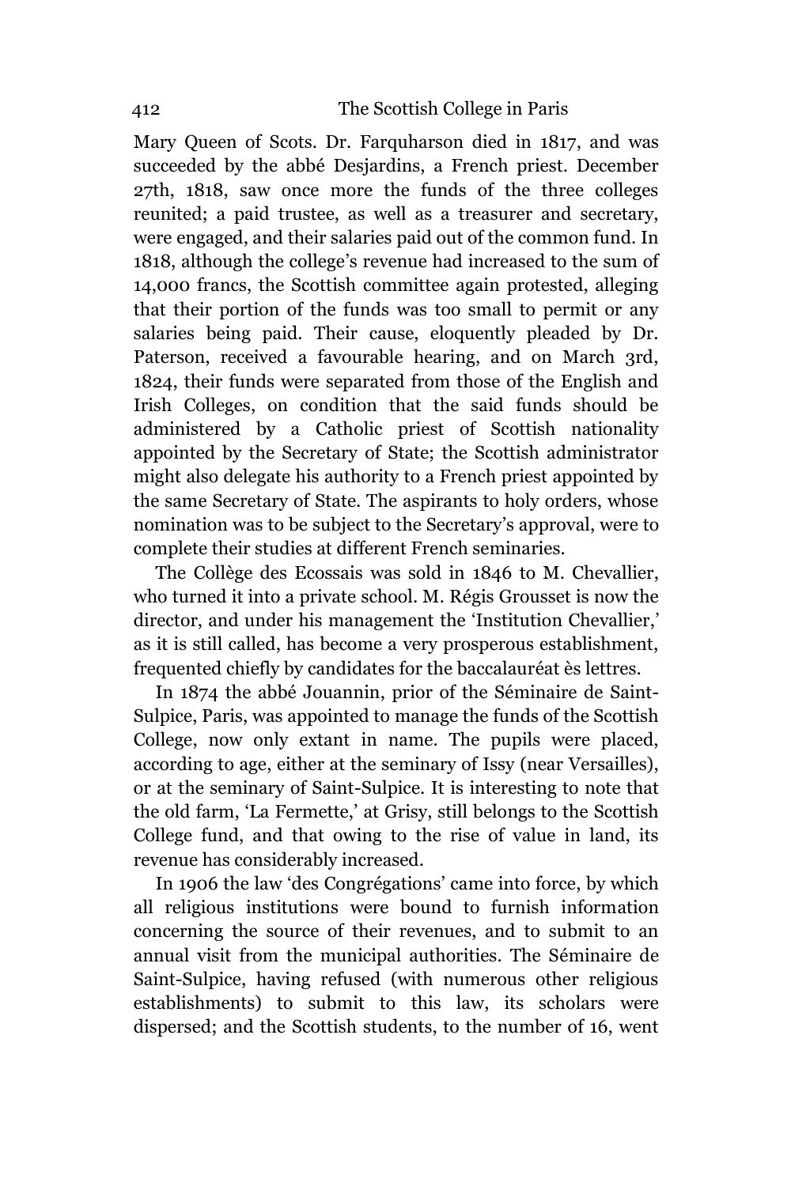Mary Queen of Scots. Dr. Farquharson died in 1817, and was succeeded by the abbé Desjardins, a French priest. December 27th, 1818, saw once more the funds of the three colleges reunited; a paid trustee, as well as a treasurer and secretary, were engaged, and their salaries paid out of the common fund. In 1818, although the college's revenue had increased to the sum of 14,000 francs, the Scottish committee again protested, alleging that their portion of the funds was too small to permit or any salaries being paid. Their cause, eloquently pleaded by Dr. Paterson, received a favourable hearing, and on March 3rd, 1824, their funds were separated from those of the English and Irish Colleges, on condition that the said funds should be administered by a Catholic priest of Scottish nationality appointed by the Secretary of State; the Scottish administrator might also delegate his authority to a French priest appointed by the same Secretary of State. The aspirants to holy orders, whose nomination was to be subject to the Secretary's approval, were to complete their studies at different French seminaries.

The Collège des Ecossais was sold in 1846 to M. Chevallier, who turned it into a private school. M. Régis Grousset is now the director, and under his management the 'Institution Chevallier,' as it is still called, has become a very prosperous establishment, frequented chiefly by candidates for the baccalauréat ès lettres.

In 1874 the abbé Jouannin, prior of the Séminaire de Saint-Sulpice, Paris, was appointed to manage the funds of the Scottish College, now only extant in name. The pupils were placed, according to age, either at the seminary of Issy (near Versailles), or at the seminary of Saint-Sulpice. It is interesting to note that the old farm, 'La Fermette,' at Grisy, still belongs to the Scottish College fund, and that owing to the rise of value in land, its revenue has considerably increased.

In 1906 the law 'des Congrégations' came into force, by which all religious institutions were bound to furnish information concerning the source of their revenues, and to submit to an annual visit from the municipal authorities. The Séminaire de Saint-Sulpice, having refused (with numerous other religious establishments) to submit to this law, its scholars were dispersed; and the Scottish students, to the number of 16, went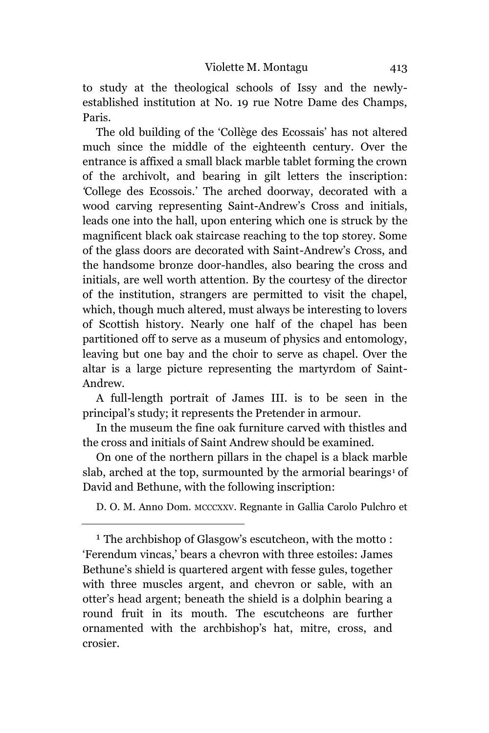to study at the theological schools of Issy and the newly-established institution at No. 19 rue Notre Dame des Champs, Paris.

The old building of the 'Collège des Ecossais' has not altered much since the middle of the eighteenth century. Over the entrance is affixed a small black marble tablet forming the crown of the archivolt, and bearing in gilt letters the inscription: 'College des Ecossois.' The arched doorway, decorated with a wood carving representing Saint-Andrew's Cross and initials, leads one into the hall, upon entering which one is struck by the magnificent black oak staircase reaching to the top storey. Some of the glass doors are decorated with Saint-Andrew's *C*ross, and the handsome bronze door-handles, also bearing the cross and initials, are well worth attention. By the courtesy of the director of the institution, strangers are permitted to visit the chapel, which, though much altered, must always be interesting to lovers of Scottish history. Nearly one half of the chapel has been partitioned off to serve as a museum of physics and entomology, leaving but one bay and the choir to serve as chapel. Over the altar is a large picture representing the martyrdom of Saint-Andrew.

A full-length portrait of James III. is to be seen in the principal's study; it represents the Pretender in armour.

In the museum the fine oak furniture carved with thistles and the cross and initials of Saint Andrew should be examined.

On one of the northern pillars in the chapel is a black marble slab, arched at the top, surmounted by the armorial bearings[1] of David and Bethune, with the following inscription:

D. O. M. Anno Dom. MCCCXXV. Regnante in Gallia Carolo Pulchro et

---

[1] The archbishop of Glasgow's escutcheon, with the motto : 'Ferendum vincas,' bears a chevron with three estoiles: James Bethune's shield is quartered argent with fesse gules, together with three muscles argent, and chevron or sable, with an otter's head argent; beneath the shield is a dolphin bearing a round fruit in its mouth. The escutcheons are further ornamented with the archbishop's hat, mitre, cross, and crosier.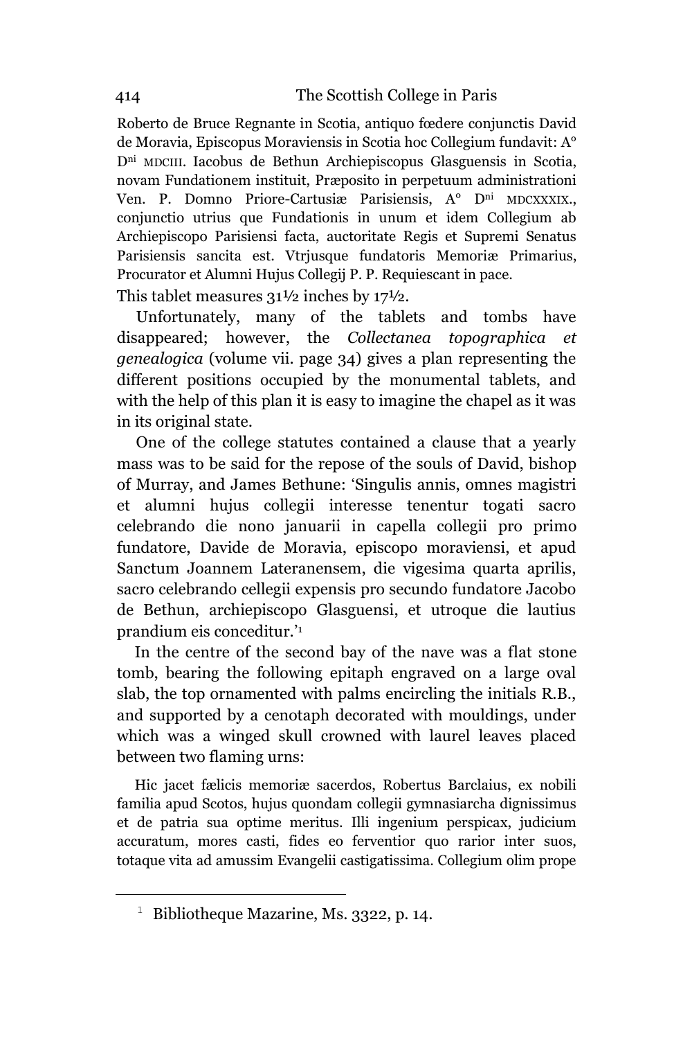Roberto de Bruce Regnante in Scotia, antiquo fœdere conjunctis David de Moravia, Episcopus Moraviensis in Scotia hoc Collegium fundavit: A° D[ni] MDCIII. Iacobus de Bethun Archiepiscopus Glasguensis in Scotia, novam Fundationem instituit, Præposito in perpetuum administrationi Ven. P. Domno Priore-Cartusiæ Parisiensis, A° D[ni] MDCXXXIX., conjunctio utrius que Fundationis in unum et idem Collegium ab Archiepiscopo Parisiensi facta, auctoritate Regis et Supremi Senatus Parisiensis sancita est. Vtrjusque fundatoris Memoriæ Primarius, Procurator et Alumni Hujus Collegij P. P. Requiescant in pace.

This tablet measures 31½ inches by 17½.

Unfortunately, many of the tablets and tombs have disappeared; however, the *Collectanea topographica et genealogica* (volume vii. page 34) gives a plan representing the different positions occupied by the monumental tablets, and with the help of this plan it is easy to imagine the chapel as it was in its original state.

One of the college statutes contained a clause that a yearly mass was to be said for the repose of the souls of David, bishop of Murray, and James Bethune: 'Singulis annis, omnes magistri et alumni hujus collegii interesse tenentur togati sacro celebrando die nono januarii in capella collegii pro primo fundatore, Davide de Moravia, episcopo moraviensi, et apud Sanctum Joannem Lateranensem, die vigesima quarta aprilis, sacro celebrando cellegii expensis pro secundo fundatore Jacobo de Bethun, archiepiscopo Glasguensi, et utroque die lautius prandium eis conceditur.'[1]

In the centre of the second bay of the nave was a flat stone tomb, bearing the following epitaph engraved on a large oval slab, the top ornamented with palms encircling the initials R.B., and supported by a cenotaph decorated with mouldings, under which was a winged skull crowned with laurel leaves placed between two flaming urns:

Hic jacet fælicis memoriæ sacerdos, Robertus Barclaius, ex nobili familia apud Scotos, hujus quondam collegii gymnasiarcha dignissimus et de patria sua optime meritus. Illi ingenium perspicax, judicium accuratum, mores casti, fides eo ferventior quo rarior inter suos, totaque vita ad amussim Evangelii castigatissima. Collegium olim prope

[1] Bibliotheque Mazarine, Ms. 3322, p. 14.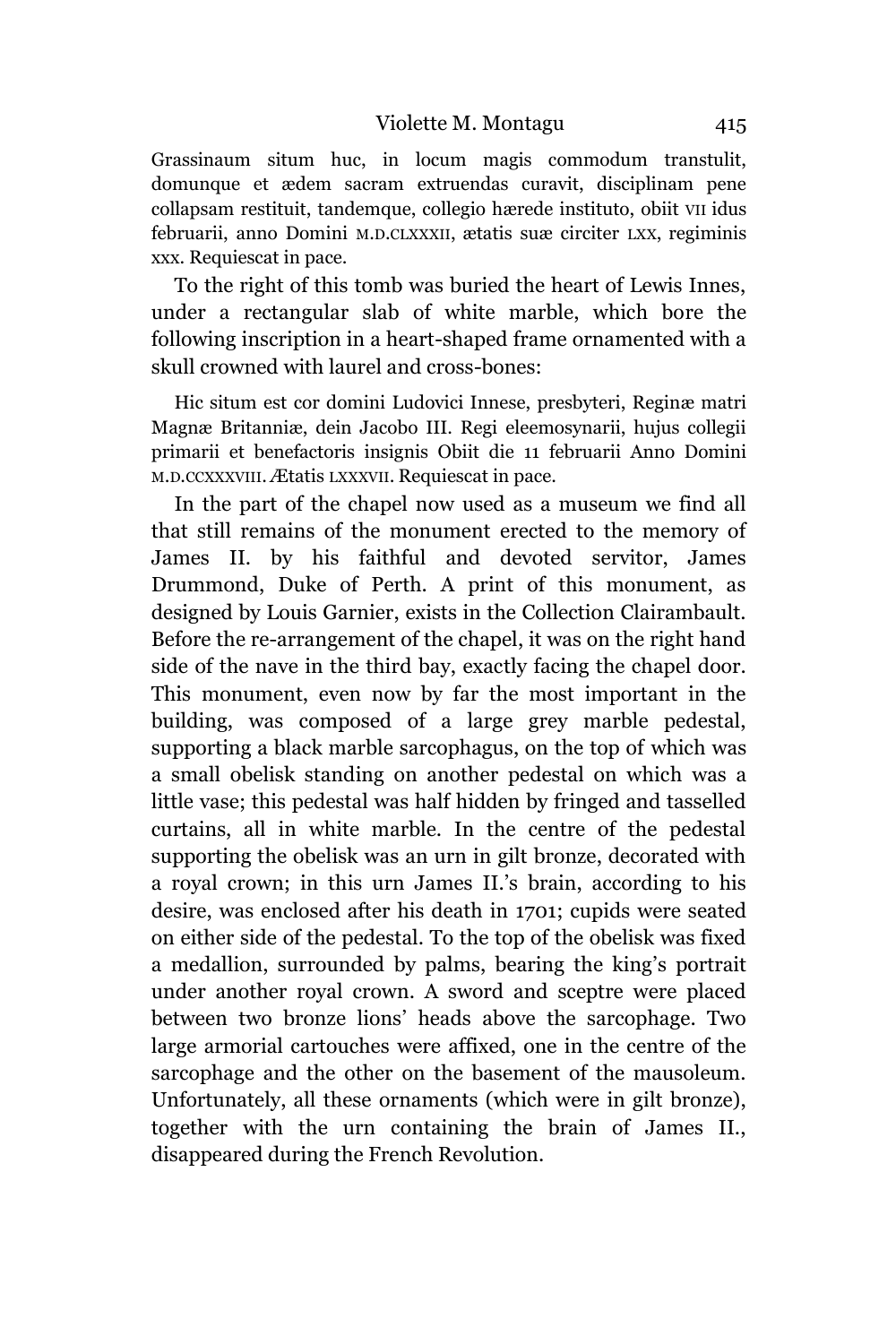Grassinaum situm huc, in locum magis commodum transtulit, domunque et ædem sacram extruendas curavit, disciplinam pene collapsam restituit, tandemque, collegio hærede instituto, obiit VII idus februarii, anno Domini M.D.CLXXXII, ætatis suæ circiter LXX, regiminis XXX. Requiescat in pace.

To the right of this tomb was buried the heart of Lewis Innes, under a rectangular slab of white marble, which bore the following inscription in a heart-shaped frame ornamented with a skull crowned with laurel and cross-bones:

> Hic situm est cor domini Ludovici Innese, presbyteri, Reginæ matri Magnæ Britanniæ, dein Jacobo III. Regi eleemosynarii, hujus collegii primarii et benefactoris insignis Obiit die 11 februarii Anno Domini M.D.CCXXXVIII. Ætatis LXXXVII. Requiescat in pace.

In the part of the chapel now used as a museum we find all that still remains of the monument erected to the memory of James II. by his faithful and devoted servitor, James Drummond, Duke of Perth. A print of this monument, as designed by Louis Garnier, exists in the Collection Clairambault. Before the re-arrangement of the chapel, it was on the right hand side of the nave in the third bay, exactly facing the chapel door. This monument, even now by far the most important in the building, was composed of a large grey marble pedestal, supporting a black marble sarcophagus, on the top of which was a small obelisk standing on another pedestal on which was a little vase; this pedestal was half hidden by fringed and tasselled curtains, all in white marble. In the centre of the pedestal supporting the obelisk was an urn in gilt bronze, decorated with a royal crown; in this urn James II.'s brain, according to his desire, was enclosed after his death in 1701; cupids were seated on either side of the pedestal. To the top of the obelisk was fixed a medallion, surrounded by palms, bearing the king's portrait under another royal crown. A sword and sceptre were placed between two bronze lions' heads above the sarcophage. Two large armorial cartouches were affixed, one in the centre of the sarcophage and the other on the basement of the mausoleum. Unfortunately, all these ornaments (which were in gilt bronze), together with the urn containing the brain of James II., disappeared during the French Revolution.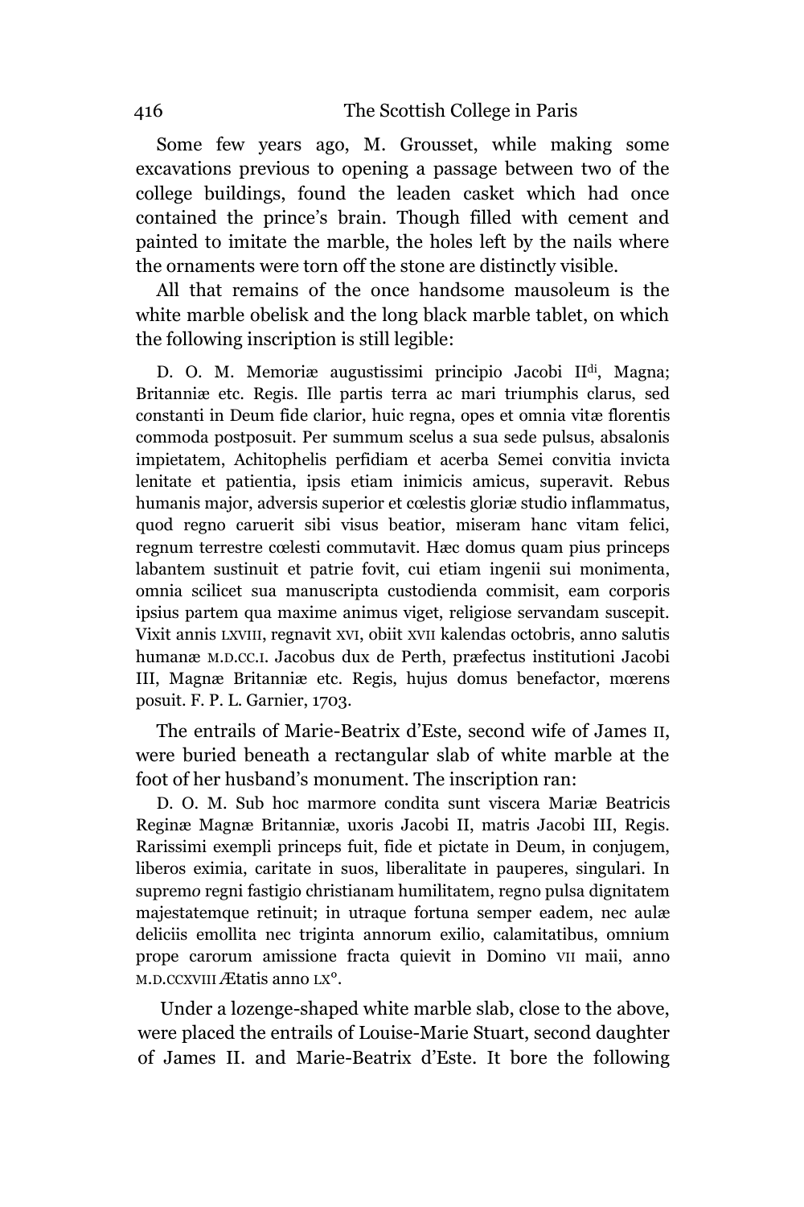Some few years ago, M. Grousset, while making some excavations previous to opening a passage between two of the college buildings, found the leaden casket which had once contained the prince's brain. Though filled with cement and painted to imitate the marble, the holes left by the nails where the ornaments were torn off the stone are distinctly visible.

All that remains of the once handsome mausoleum is the white marble obelisk and the long black marble tablet, on which the following inscription is still legible:

> D. O. M. Memoriæ augustissimi principio Jacobi II$^{di}$, Magna; Britanniæ etc. Regis. Ille partis terra ac mari triumphis clarus, sed constanti in Deum fide clarior, huic regna, opes et omnia vitæ florentis commoda postposuit. Per summum scelus a sua sede pulsus, absalonis impietatem, Achitophelis perfidiam et acerba Semei convitia invicta lenitate et patientia, ipsis etiam inimicis amicus, superavit. Rebus humanis major, adversis superior et cœlestis gloriæ studio inflammatus, quod regno caruerit sibi visus beatior, miseram hanc vitam felici, regnum terrestre cœlesti commutavit. Hæc domus quam pius princeps labantem sustinuit et patrie fovit, cui etiam ingenii sui monimenta, omnia scilicet sua manuscripta custodienda commisit, eam corporis ipsius partem qua maxime animus viget, religiose servandam suscepit. Vixit annis LXVIII, regnavit XVI, obiit XVII kalendas octobris, anno salutis humanæ M.D.CC.I. Jacobus dux de Perth, præfectus institutioni Jacobi III, Magnæ Britanniæ etc. Regis, hujus domus benefactor, mœrens posuit. F. P. L. Garnier, 1703.

The entrails of Marie-Beatrix d'Este, second wife of James II, were buried beneath a rectangular slab of white marble at the foot of her husband's monument. The inscription ran:

> D. O. M. Sub hoc marmore condita sunt viscera Mariæ Beatricis Reginæ Magnæ Britanniæ, uxoris Jacobi II, matris Jacobi III, Regis. Rarissimi exempli princeps fuit, fide et pictate in Deum, in conjugem, liberos eximia, caritate in suos, liberalitate in pauperes, singulari. In supremo regni fastigio christianam humilitatem, regno pulsa dignitatem majestatemque retinuit; in utraque fortuna semper eadem, nec aulæ deliciis emollita nec triginta annorum exilio, calamitatibus, omnium prope carorum amissione fracta quievit in Domino VII maii, anno M.D.CCXVIII Ætatis anno LX°.

Under a lozenge-shaped white marble slab, close to the above, were placed the entrails of Louise-Marie Stuart, second daughter of James II. and Marie-Beatrix d'Este. It bore the following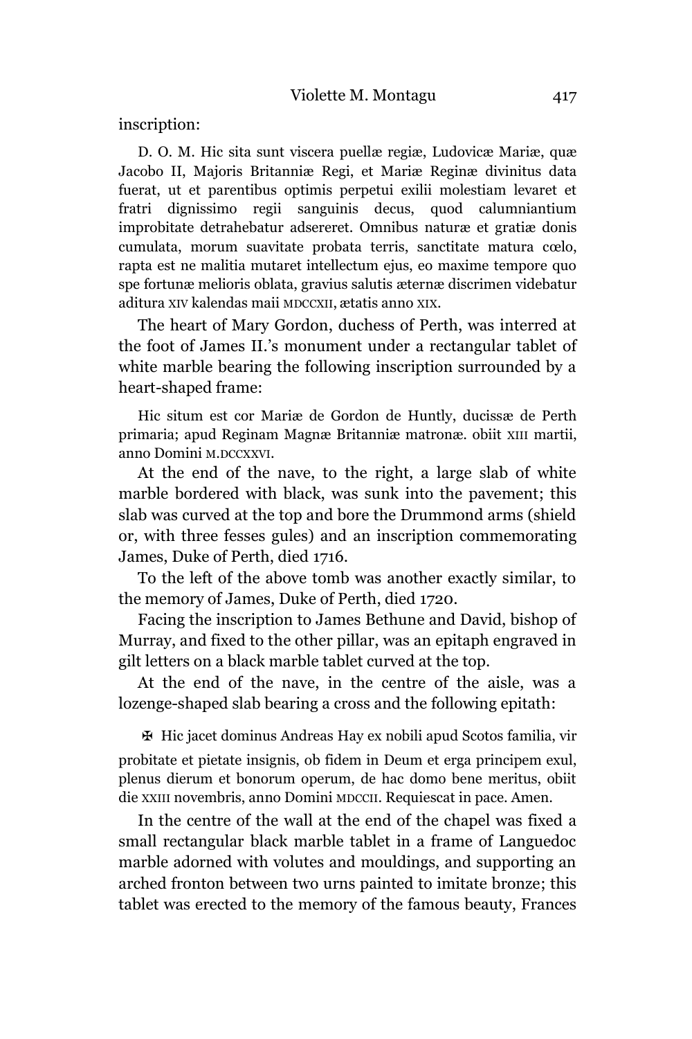inscription:

> D. O. M. Hic sita sunt viscera puellæ regiæ, Ludovicæ Mariæ, quæ Jacobo II, Majoris Britanniæ Regi, et Mariæ Reginæ divinitus data fuerat, ut et parentibus optimis perpetui exilii molestiam levaret et fratri dignissimo regii sanguinis decus, quod calumniantium improbitate detrahebatur adsereret. Omnibus naturæ et gratiæ donis cumulata, morum suavitate probata terris, sanctitate matura cœlo, rapta est ne malitia mutaret intellectum ejus, eo maxime tempore quo spe fortunæ melioris oblata, gravius salutis æternæ discrimen videbatur aditura XIV kalendas maii MDCCXII, ætatis anno XIX.

The heart of Mary Gordon, duchess of Perth, was interred at the foot of James II.'s monument under a rectangular tablet of white marble bearing the following inscription surrounded by a heart-shaped frame:

> Hic situm est cor Mariæ de Gordon de Huntly, ducissæ de Perth primaria; apud Reginam Magnæ Britanniæ matronæ. obiit XIII martii, anno Domini M.DCCXXVI.

At the end of the nave, to the right, a large slab of white marble bordered with black, was sunk into the pavement; this slab was curved at the top and bore the Drummond arms (shield or, with three fesses gules) and an inscription commemorating James, Duke of Perth, died 1716.

To the left of the above tomb was another exactly similar, to the memory of James, Duke of Perth, died 1720.

Facing the inscription to James Bethune and David, bishop of Murray, and fixed to the other pillar, was an epitaph engraved in gilt letters on a black marble tablet curved at the top.

At the end of the nave, in the centre of the aisle, was a lozenge-shaped slab bearing a cross and the following epitath:

> ✠ Hic jacet dominus Andreas Hay ex nobili apud Scotos familia, vir probitate et pietate insignis, ob fidem in Deum et erga principem exul, plenus dierum et bonorum operum, de hac domo bene meritus, obiit die XXIII novembris, anno Domini MDCCII. Requiescat in pace. Amen.

In the centre of the wall at the end of the chapel was fixed a small rectangular black marble tablet in a frame of Languedoc marble adorned with volutes and mouldings, and supporting an arched fronton between two urns painted to imitate bronze; this tablet was erected to the memory of the famous beauty, Frances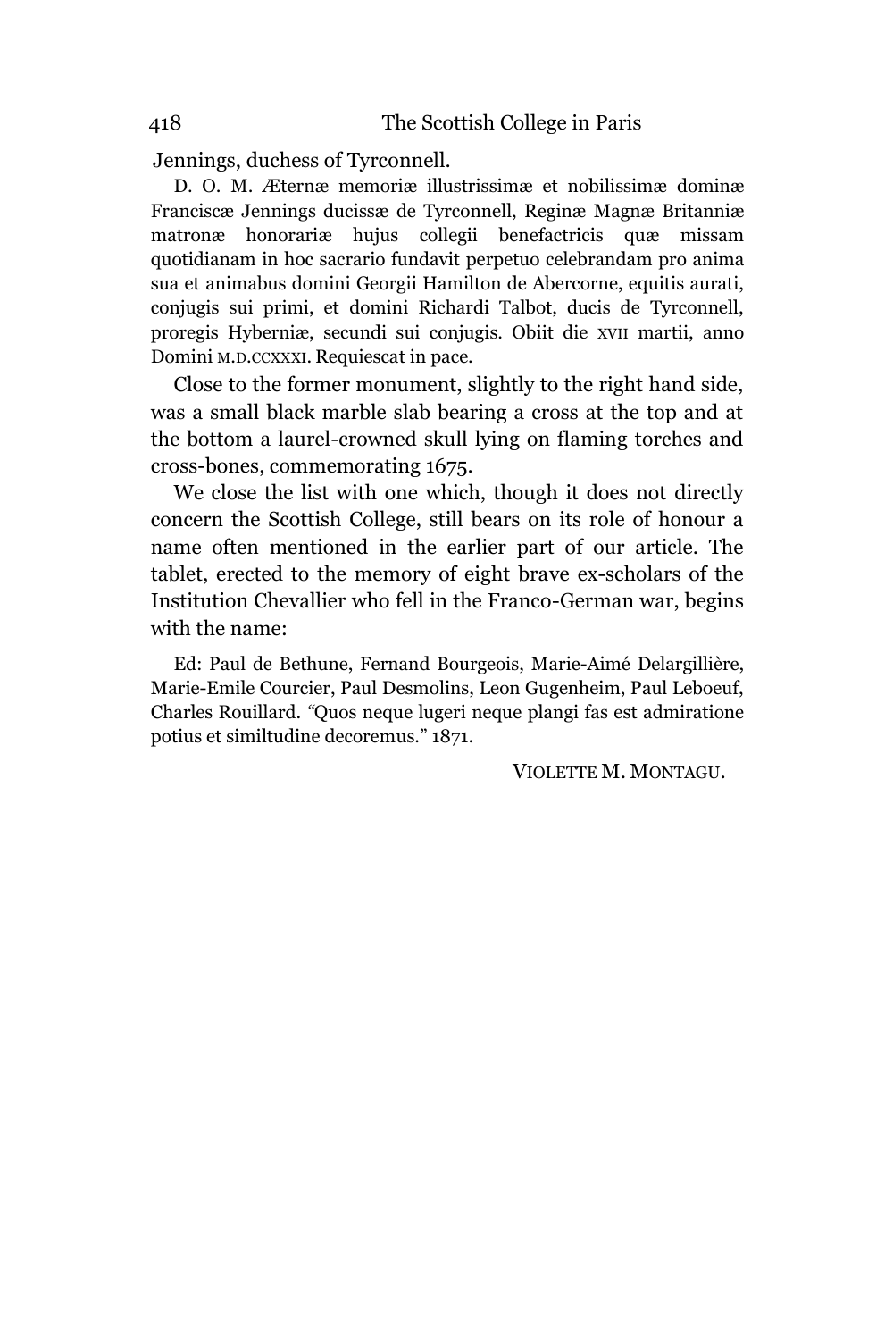Jennings, duchess of Tyrconnell.

D. O. M. Æternæ memoriæ illustrissimæ et nobilissimæ dominæ Franciscæ Jennings ducissæ de Tyrconnell, Reginæ Magnæ Britanniæ matronæ honorariæ hujus collegii benefactricis quæ missam quotidianam in hoc sacrario fundavit perpetuo celebrandam pro anima sua et animabus domini Georgii Hamilton de Abercorne, equitis aurati, conjugis sui primi, et domini Richardi Talbot, ducis de Tyrconnell, proregis Hyberniæ, secundi sui conjugis. Obiit die XVII martii, anno Domini M.D.CCXXXI. Requiescat in pace.

Close to the former monument, slightly to the right hand side, was a small black marble slab bearing a cross at the top and at the bottom a laurel-crowned skull lying on flaming torches and cross-bones, commemorating 1675.

We close the list with one which, though it does not directly concern the Scottish College, still bears on its role of honour a name often mentioned in the earlier part of our article. The tablet, erected to the memory of eight brave ex-scholars of the Institution Chevallier who fell in the Franco-German war, begins with the name:

Ed: Paul de Bethune, Fernand Bourgeois, Marie-Aimé Delargillière, Marie-Emile Courcier, Paul Desmolins, Leon Gugenheim, Paul Leboeuf, Charles Rouillard. "Quos neque lugeri neque plangi fas est admiratione potius et similtudine decoremus." 1871.

VIOLETTE M. MONTAGU.